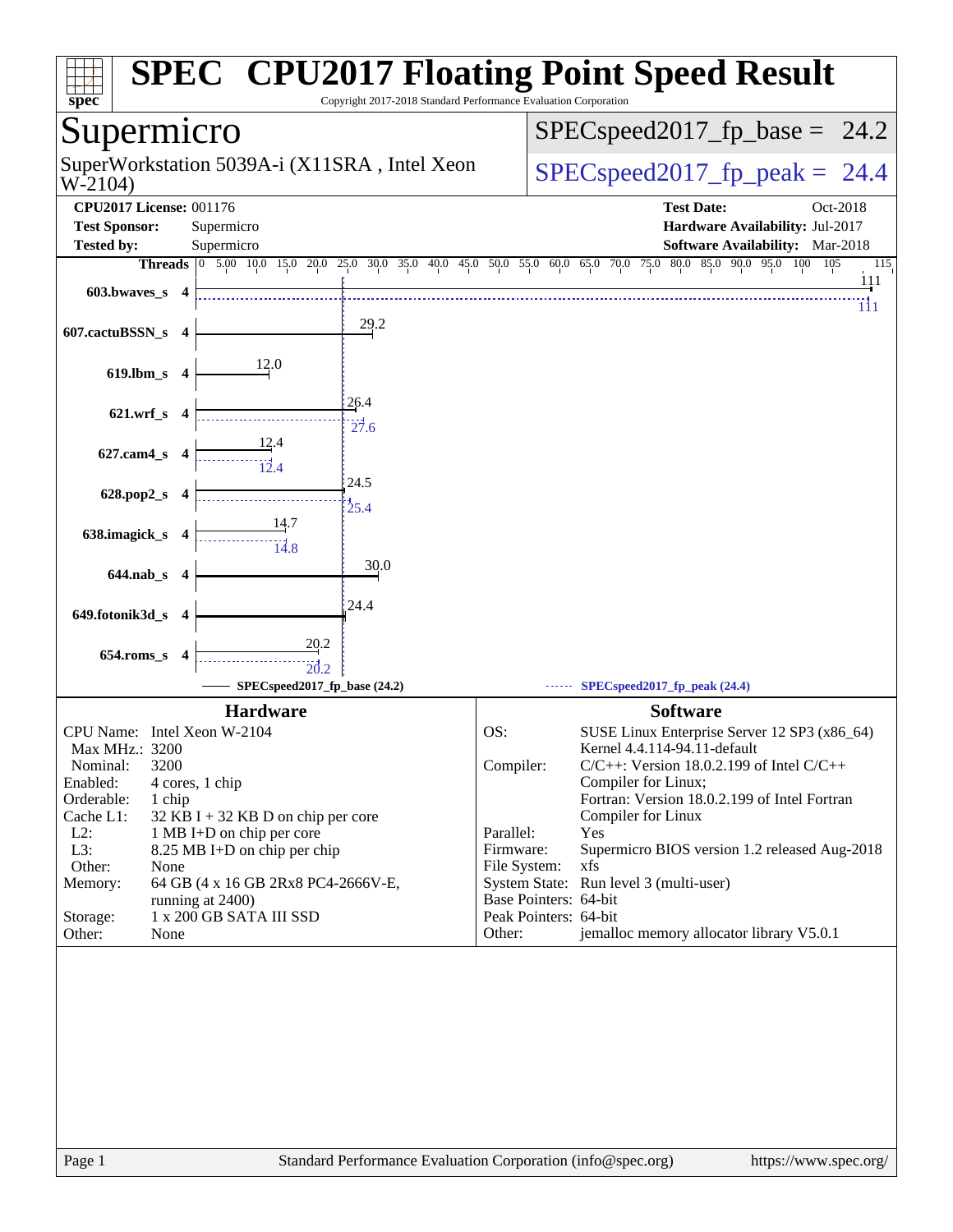# SPEC CPU2017 Floating Point Speed Result

Copyright 2017-2018 Standard Performance Evaluation Corporation

## Supermicro

SuperWorkstation 5039A-i (X11SRA , Intel Xeon W-2104)

SPECspeed2017_fp_base = 24.2

SPECspeed2017_fp_peak = 24.4

**CPU2017 License:** 001176
**Test Sponsor:** Supermicro
**Tested by:** Supermicro

**Test Date:** Oct-2018
**Hardware Availability:** Jul-2017
**Software Availability:** Mar-2018

| Benchmark | Threads | Base | Peak |
|---|---|---|---|
| 603.bwaves_s | 4 | 111 | 111 |
| 607.cactuBSSN_s | 4 | 29.2 | |
| 619.lbm_s | 4 | 12.0 | |
| 621.wrf_s | 4 | 26.4 | 27.6 |
| 627.cam4_s | 4 | 12.4 | 12.4 |
| 628.pop2_s | 4 | 24.5 | 25.4 |
| 638.imagick_s | 4 | 14.7 | 14.8 |
| 644.nab_s | 4 | 30.0 | |
| 649.fotonik3d_s | 4 | 24.4 | |
| 654.roms_s | 4 | 20.2 | 20.2 |

SPECspeed2017_fp_base (24.2) — SPECspeed2017_fp_peak (24.4)

### Hardware

| | |
|---|---|
| CPU Name: | Intel Xeon W-2104 |
| Max MHz.: | 3200 |
| Nominal: | 3200 |
| Enabled: | 4 cores, 1 chip |
| Orderable: | 1 chip |
| Cache L1: | 32 KB I + 32 KB D on chip per core |
| L2: | 1 MB I+D on chip per core |
| L3: | 8.25 MB I+D on chip per chip |
| Other: | None |
| Memory: | 64 GB (4 x 16 GB 2Rx8 PC4-2666V-E, running at 2400) |
| Storage: | 1 x 200 GB SATA III SSD |
| Other: | None |

### Software

| | |
|---|---|
| OS: | SUSE Linux Enterprise Server 12 SP3 (x86_64) Kernel 4.4.114-94.11-default |
| Compiler: | C/C++: Version 18.0.2.199 of Intel C/C++ Compiler for Linux; Fortran: Version 18.0.2.199 of Intel Fortran Compiler for Linux |
| Parallel: | Yes |
| Firmware: | Supermicro BIOS version 1.2 released Aug-2018 |
| File System: | xfs |
| System State: | Run level 3 (multi-user) |
| Base Pointers: | 64-bit |
| Peak Pointers: | 64-bit |
| Other: | jemalloc memory allocator library V5.0.1 |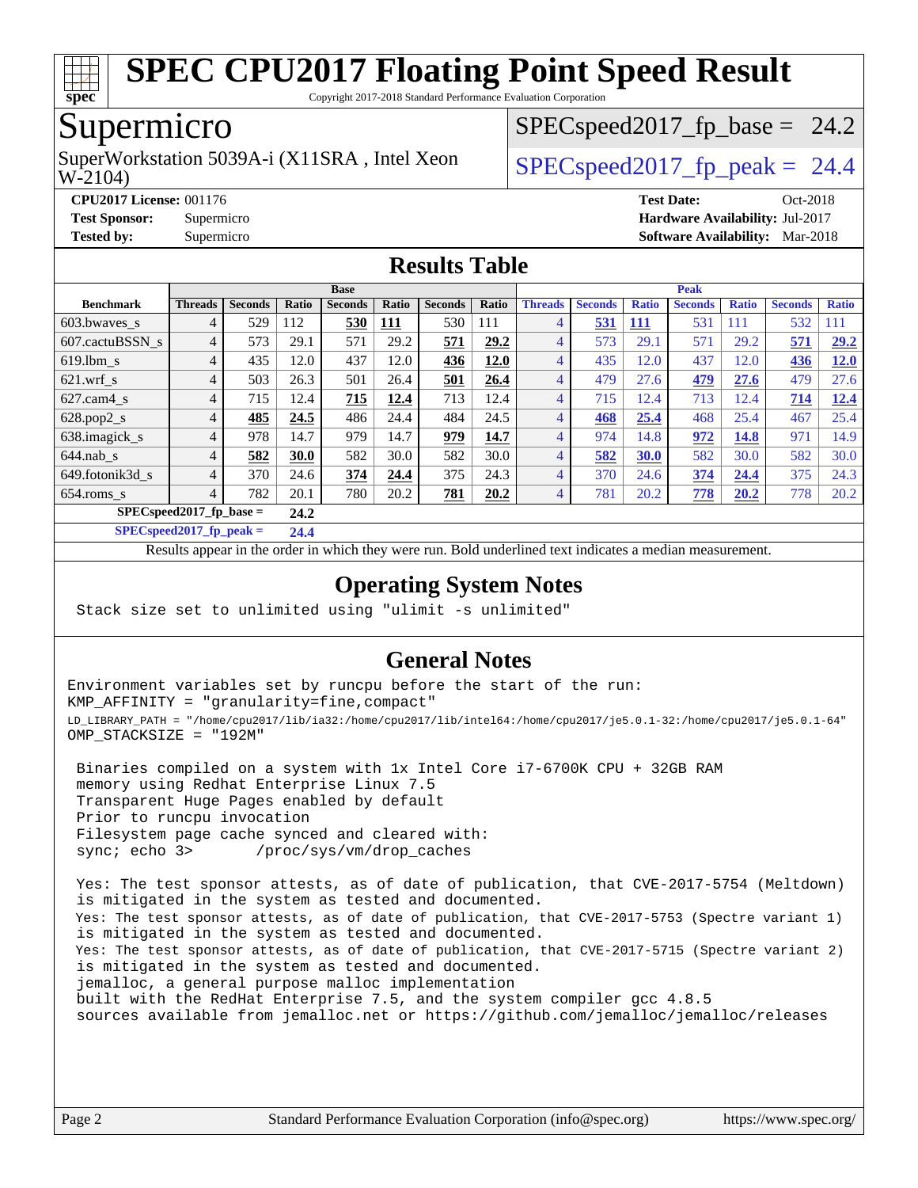# SPEC CPU2017 Floating Point Speed Result

Copyright 2017-2018 Standard Performance Evaluation Corporation

## Supermicro

SuperWorkstation 5039A-i (X11SRA , Intel Xeon W-2104)

SPECspeed2017_fp_base = 24.2

SPECspeed2017_fp_peak = 24.4

**CPU2017 License:** 001176
**Test Sponsor:** Supermicro
**Tested by:** Supermicro

**Test Date:** Oct-2018
**Hardware Availability:** Jul-2017
**Software Availability:** Mar-2018

## Results Table

| | Base | | | | | | | Peak | | | | | | |
|---|---|---|---|---|---|---|---|---|---|---|---|---|---|---|
| **Benchmark** | **Threads** | **Seconds** | **Ratio** | **Seconds** | **Ratio** | **Seconds** | **Ratio** | **Threads** | **Seconds** | **Ratio** | **Seconds** | **Ratio** | **Seconds** | **Ratio** |
| 603.bwaves_s | 4 | 529 | 112 | **530** | **111** | 530 | 111 | 4 | **531** | **111** | 531 | 111 | 532 | 111 |
| 607.cactuBSSN_s | 4 | 573 | 29.1 | 571 | 29.2 | **571** | **29.2** | 4 | 573 | 29.1 | 571 | 29.2 | **571** | **29.2** |
| 619.lbm_s | 4 | 435 | 12.0 | 437 | 12.0 | **436** | **12.0** | 4 | 435 | 12.0 | 437 | 12.0 | **436** | **12.0** |
| 621.wrf_s | 4 | 503 | 26.3 | 501 | 26.4 | **501** | **26.4** | 4 | 479 | 27.6 | **479** | **27.6** | 479 | 27.6 |
| 627.cam4_s | 4 | 715 | 12.4 | **715** | **12.4** | 713 | 12.4 | 4 | 715 | 12.4 | 713 | 12.4 | **714** | **12.4** |
| 628.pop2_s | 4 | **485** | **24.5** | 486 | 24.4 | 484 | 24.5 | 4 | **468** | **25.4** | 468 | 25.4 | 467 | 25.4 |
| 638.imagick_s | 4 | 978 | 14.7 | 979 | 14.7 | **979** | **14.7** | 4 | 974 | 14.8 | **972** | **14.8** | 971 | 14.9 |
| 644.nab_s | 4 | **582** | **30.0** | 582 | 30.0 | 582 | 30.0 | 4 | **582** | **30.0** | 582 | 30.0 | 582 | 30.0 |
| 649.fotonik3d_s | 4 | 370 | 24.6 | **374** | **24.4** | 375 | 24.3 | 4 | 370 | 24.6 | **374** | **24.4** | 375 | 24.3 |
| 654.roms_s | 4 | 782 | 20.1 | 780 | 20.2 | **781** | **20.2** | 4 | 781 | 20.2 | **778** | **20.2** | 778 | 20.2 |

**SPECspeed2017_fp_base = 24.2**

**SPECspeed2017_fp_peak = 24.4**

Results appear in the order in which they were run. Bold underlined text indicates a median measurement.

## Operating System Notes

```
Stack size set to unlimited using "ulimit -s unlimited"
```

## General Notes

```
Environment variables set by runcpu before the start of the run:
KMP_AFFINITY = "granularity=fine,compact"
LD_LIBRARY_PATH = "/home/cpu2017/lib/ia32:/home/cpu2017/lib/intel64:/home/cpu2017/je5.0.1-32:/home/cpu2017/je5.0.1-64"
OMP_STACKSIZE = "192M"

 Binaries compiled on a system with 1x Intel Core i7-6700K CPU + 32GB RAM
 memory using Redhat Enterprise Linux 7.5
 Transparent Huge Pages enabled by default
 Prior to runcpu invocation
 Filesystem page cache synced and cleared with:
 sync; echo 3>       /proc/sys/vm/drop_caches

 Yes: The test sponsor attests, as of date of publication, that CVE-2017-5754 (Meltdown)
 is mitigated in the system as tested and documented.
 Yes: The test sponsor attests, as of date of publication, that CVE-2017-5753 (Spectre variant 1)
 is mitigated in the system as tested and documented.
 Yes: The test sponsor attests, as of date of publication, that CVE-2017-5715 (Spectre variant 2)
 is mitigated in the system as tested and documented.
 jemalloc, a general purpose malloc implementation
 built with the RedHat Enterprise 7.5, and the system compiler gcc 4.8.5
 sources available from jemalloc.net or https://github.com/jemalloc/jemalloc/releases
```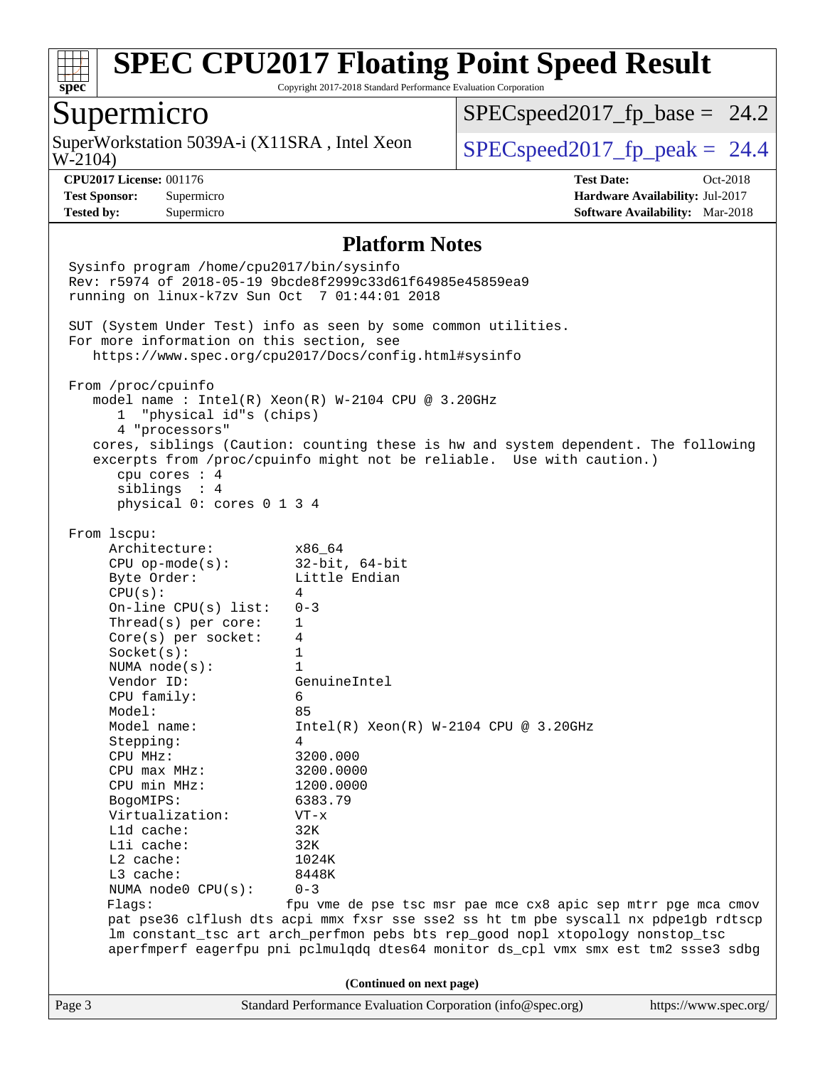# SPEC CPU2017 Floating Point Speed Result

Copyright 2017-2018 Standard Performance Evaluation Corporation

## Supermicro

SuperWorkstation 5039A-i (X11SRA , Intel Xeon W-2104)

SPECspeed2017_fp_base = 24.2

SPECspeed2017_fp_peak = 24.4

**CPU2017 License:** 001176
**Test Sponsor:** Supermicro
**Tested by:** Supermicro

**Test Date:** Oct-2018
**Hardware Availability:** Jul-2017
**Software Availability:** Mar-2018

### Platform Notes

```
Sysinfo program /home/cpu2017/bin/sysinfo
Rev: r5974 of 2018-05-19 9bcde8f2999c33d61f64985e45859ea9
running on linux-k7zv Sun Oct  7 01:44:01 2018

SUT (System Under Test) info as seen by some common utilities.
For more information on this section, see
   https://www.spec.org/cpu2017/Docs/config.html#sysinfo

From /proc/cpuinfo
   model name : Intel(R) Xeon(R) W-2104 CPU @ 3.20GHz
      1  "physical id"s (chips)
      4 "processors"
   cores, siblings (Caution: counting these is hw and system dependent. The following
   excerpts from /proc/cpuinfo might not be reliable.  Use with caution.)
      cpu cores : 4
      siblings  : 4
      physical 0: cores 0 1 3 4

From lscpu:
     Architecture:          x86_64
     CPU op-mode(s):        32-bit, 64-bit
     Byte Order:            Little Endian
     CPU(s):                4
     On-line CPU(s) list:   0-3
     Thread(s) per core:    1
     Core(s) per socket:    4
     Socket(s):             1
     NUMA node(s):          1
     Vendor ID:             GenuineIntel
     CPU family:            6
     Model:                 85
     Model name:            Intel(R) Xeon(R) W-2104 CPU @ 3.20GHz
     Stepping:              4
     CPU MHz:               3200.000
     CPU max MHz:           3200.0000
     CPU min MHz:           1200.0000
     BogoMIPS:              6383.79
     Virtualization:        VT-x
     L1d cache:             32K
     L1i cache:             32K
     L2 cache:              1024K
     L3 cache:              8448K
     NUMA node0 CPU(s):     0-3
     Flags:                fpu vme de pse tsc msr pae mce cx8 apic sep mtrr pge mca cmov
     pat pse36 clflush dts acpi mmx fxsr sse sse2 ss ht tm pbe syscall nx pdpe1gb rdtscp
     lm constant_tsc art arch_perfmon pebs bts rep_good nopl xtopology nonstop_tsc
     aperfmperf eagerfpu pni pclmulqdq dtes64 monitor ds_cpl vmx smx est tm2 ssse3 sdbg
```

(Continued on next page)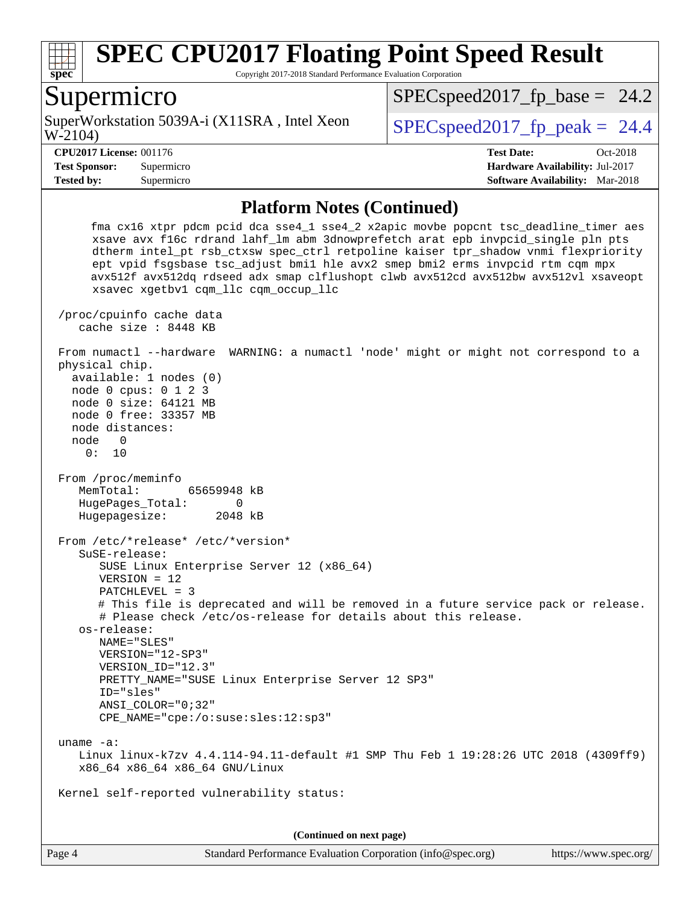## Platform Notes (Continued)

```
     fma cx16 xtpr pdcm pcid dca sse4_1 sse4_2 x2apic movbe popcnt tsc_deadline_timer aes
     xsave avx f16c rdrand lahf_lm abm 3dnowprefetch arat epb invpcid_single pln pts
     dtherm intel_pt rsb_ctxsw spec_ctrl retpoline kaiser tpr_shadow vnmi flexpriority
     ept vpid fsgsbase tsc_adjust bmi1 hle avx2 smep bmi2 erms invpcid rtm cqm mpx
     avx512f avx512dq rdseed adx smap clflushopt clwb avx512cd avx512bw avx512vl xsaveopt
     xsavec xgetbv1 cqm_llc cqm_occup_llc

 /proc/cpuinfo cache data
    cache size : 8448 KB

 From numactl --hardware  WARNING: a numactl 'node' might or might not correspond to a
 physical chip.
   available: 1 nodes (0)
   node 0 cpus: 0 1 2 3
   node 0 size: 64121 MB
   node 0 free: 33357 MB
   node distances:
   node   0
     0:  10

 From /proc/meminfo
    MemTotal:       65659948 kB
    HugePages_Total:       0
    Hugepagesize:       2048 kB

 From /etc/*release* /etc/*version*
    SuSE-release:
       SUSE Linux Enterprise Server 12 (x86_64)
       VERSION = 12
       PATCHLEVEL = 3
       # This file is deprecated and will be removed in a future service pack or release.
       # Please check /etc/os-release for details about this release.
    os-release:
       NAME="SLES"
       VERSION="12-SP3"
       VERSION_ID="12.3"
       PRETTY_NAME="SUSE Linux Enterprise Server 12 SP3"
       ID="sles"
       ANSI_COLOR="0;32"
       CPE_NAME="cpe:/o:suse:sles:12:sp3"

 uname -a:
    Linux linux-k7zv 4.4.114-94.11-default #1 SMP Thu Feb 1 19:28:26 UTC 2018 (4309ff9)
    x86_64 x86_64 x86_64 GNU/Linux

 Kernel self-reported vulnerability status:
```

**(Continued on next page)**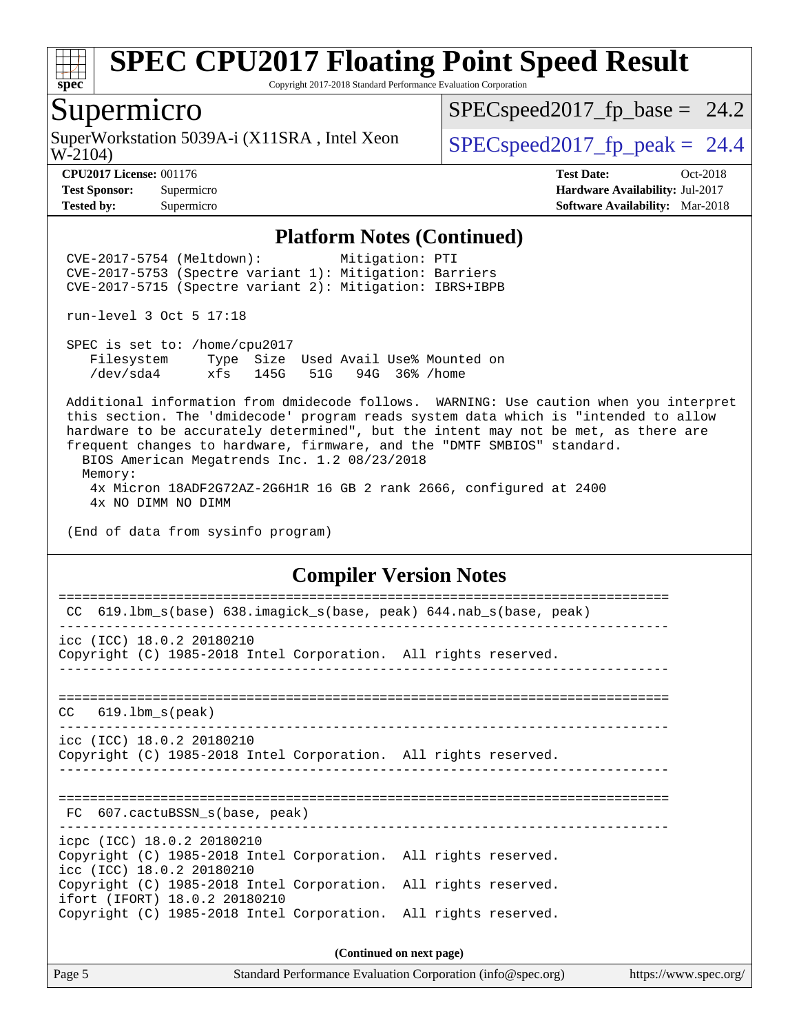# SPEC CPU2017 Floating Point Speed Result

Copyright 2017-2018 Standard Performance Evaluation Corporation

## Supermicro

SuperWorkstation 5039A-i (X11SRA , Intel Xeon W-2104)

SPECspeed2017_fp_base = 24.2

SPECspeed2017_fp_peak = 24.4

**CPU2017 License:** 001176
**Test Sponsor:** Supermicro
**Tested by:** Supermicro

**Test Date:** Oct-2018
**Hardware Availability:** Jul-2017
**Software Availability:** Mar-2018

### Platform Notes (Continued)

```
CVE-2017-5754 (Meltdown):          Mitigation: PTI
CVE-2017-5753 (Spectre variant 1): Mitigation: Barriers
CVE-2017-5715 (Spectre variant 2): Mitigation: IBRS+IBPB

run-level 3 Oct 5 17:18

SPEC is set to: /home/cpu2017
   Filesystem     Type  Size  Used Avail Use% Mounted on
   /dev/sda4      xfs   145G   51G   94G  36% /home

Additional information from dmidecode follows.  WARNING: Use caution when you interpret
this section. The 'dmidecode' program reads system data which is "intended to allow
hardware to be accurately determined", but the intent may not be met, as there are
frequent changes to hardware, firmware, and the "DMTF SMBIOS" standard.
  BIOS American Megatrends Inc. 1.2 08/23/2018
  Memory:
   4x Micron 18ADF2G72AZ-2G6H1R 16 GB 2 rank 2666, configured at 2400
   4x NO DIMM NO DIMM

(End of data from sysinfo program)
```

### Compiler Version Notes

```
==============================================================================
 CC  619.lbm_s(base) 638.imagick_s(base, peak) 644.nab_s(base, peak)
------------------------------------------------------------------------------
icc (ICC) 18.0.2 20180210
Copyright (C) 1985-2018 Intel Corporation.  All rights reserved.
------------------------------------------------------------------------------

==============================================================================
CC   619.lbm_s(peak)
------------------------------------------------------------------------------
icc (ICC) 18.0.2 20180210
Copyright (C) 1985-2018 Intel Corporation.  All rights reserved.
------------------------------------------------------------------------------

==============================================================================
 FC  607.cactuBSSN_s(base, peak)
------------------------------------------------------------------------------
icpc (ICC) 18.0.2 20180210
Copyright (C) 1985-2018 Intel Corporation.  All rights reserved.
icc (ICC) 18.0.2 20180210
Copyright (C) 1985-2018 Intel Corporation.  All rights reserved.
ifort (IFORT) 18.0.2 20180210
Copyright (C) 1985-2018 Intel Corporation.  All rights reserved.
```

**(Continued on next page)**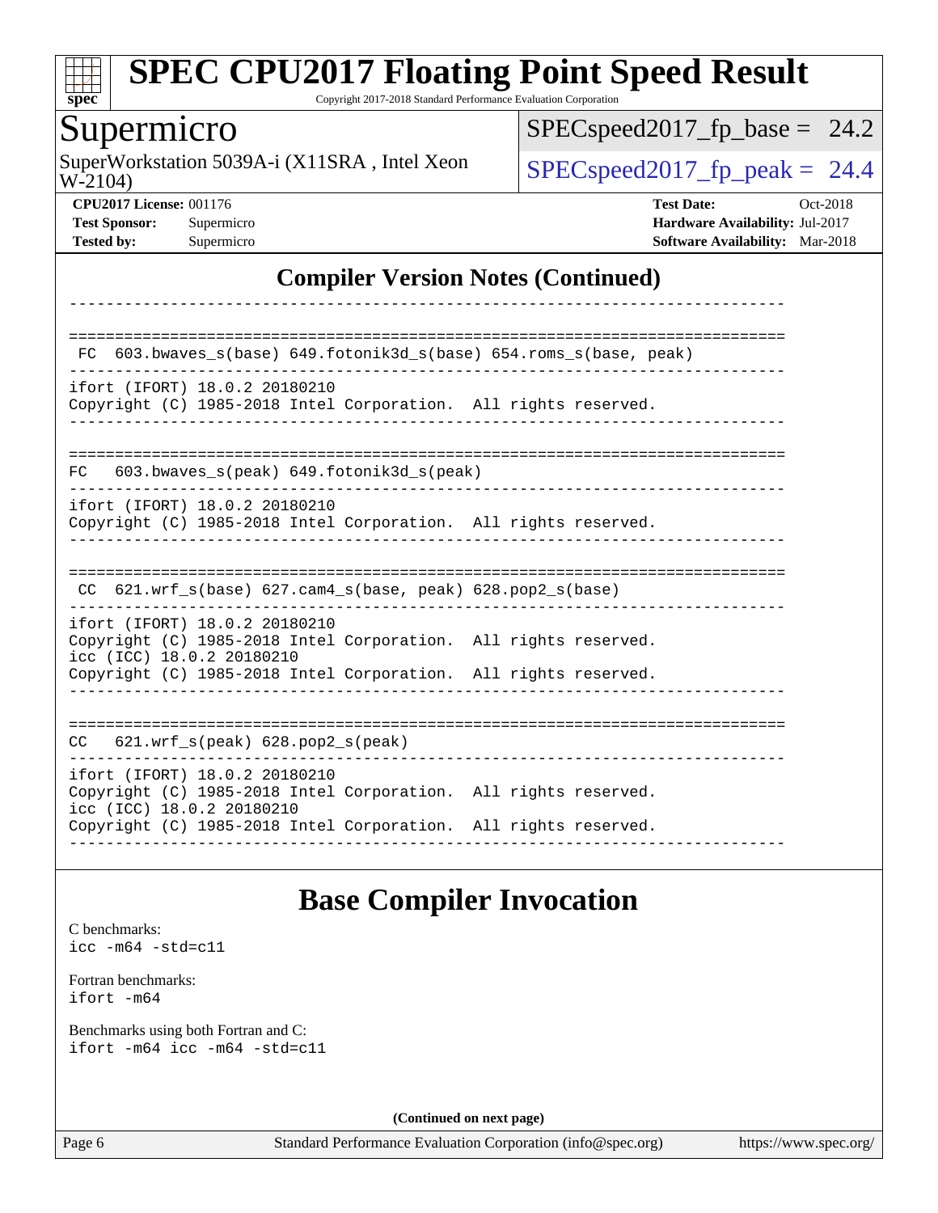## Compiler Version Notes (Continued)

```
------------------------------------------------------------------------------

==============================================================================
 FC  603.bwaves_s(base) 649.fotonik3d_s(base) 654.roms_s(base, peak)
------------------------------------------------------------------------------
ifort (IFORT) 18.0.2 20180210
Copyright (C) 1985-2018 Intel Corporation.  All rights reserved.
------------------------------------------------------------------------------

==============================================================================
FC   603.bwaves_s(peak) 649.fotonik3d_s(peak)
------------------------------------------------------------------------------
ifort (IFORT) 18.0.2 20180210
Copyright (C) 1985-2018 Intel Corporation.  All rights reserved.
------------------------------------------------------------------------------

==============================================================================
 CC  621.wrf_s(base) 627.cam4_s(base, peak) 628.pop2_s(base)
------------------------------------------------------------------------------
ifort (IFORT) 18.0.2 20180210
Copyright (C) 1985-2018 Intel Corporation.  All rights reserved.
icc (ICC) 18.0.2 20180210
Copyright (C) 1985-2018 Intel Corporation.  All rights reserved.
------------------------------------------------------------------------------

==============================================================================
CC   621.wrf_s(peak) 628.pop2_s(peak)
------------------------------------------------------------------------------
ifort (IFORT) 18.0.2 20180210
Copyright (C) 1985-2018 Intel Corporation.  All rights reserved.
icc (ICC) 18.0.2 20180210
Copyright (C) 1985-2018 Intel Corporation.  All rights reserved.
------------------------------------------------------------------------------
```

## Base Compiler Invocation

C benchmarks:
```
icc -m64 -std=c11
```

Fortran benchmarks:
```
ifort -m64
```

Benchmarks using both Fortran and C:
```
ifort -m64 icc -m64 -std=c11
```

**(Continued on next page)**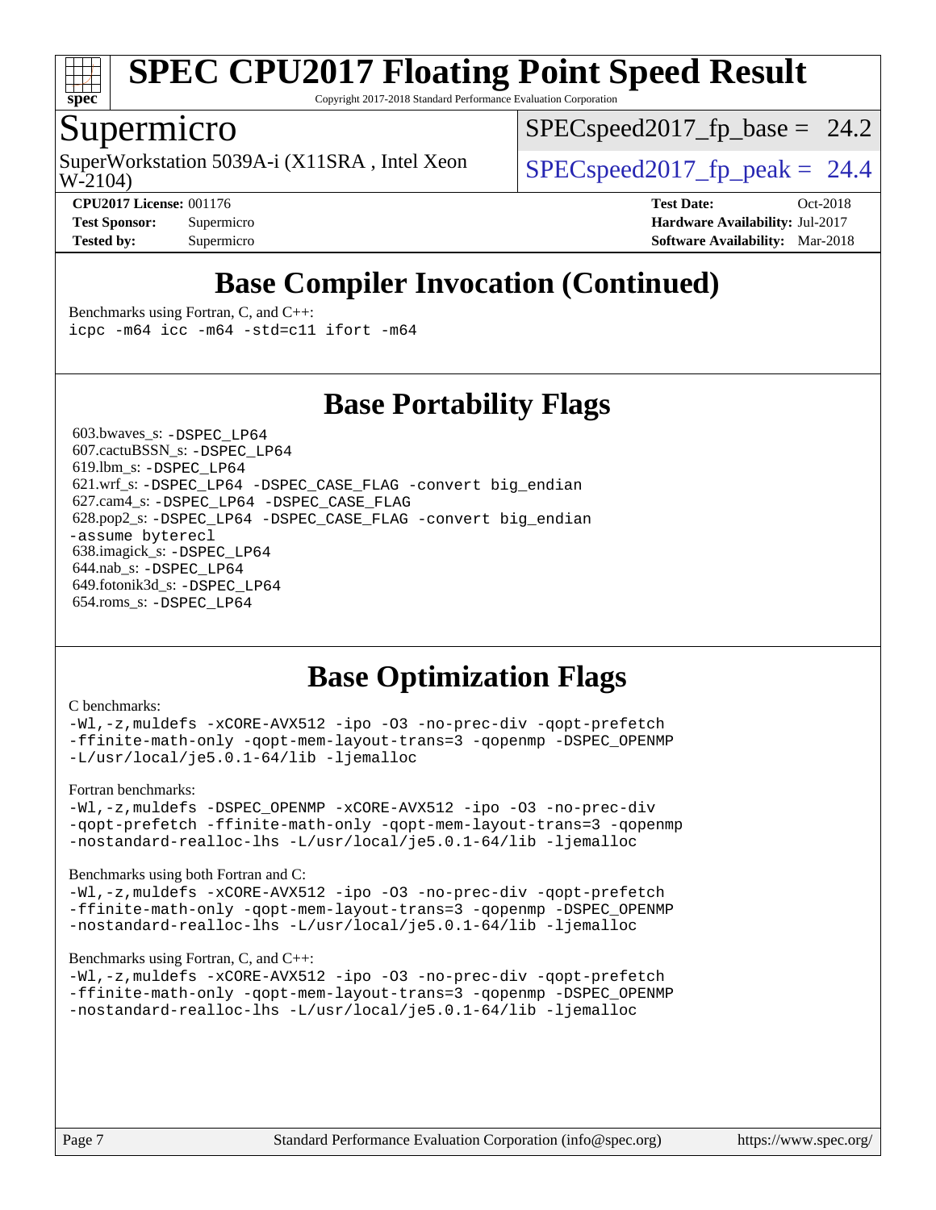# SPEC CPU2017 Floating Point Speed Result

Copyright 2017-2018 Standard Performance Evaluation Corporation

## Supermicro

SuperWorkstation 5039A-i (X11SRA , Intel Xeon W-2104)

SPECspeed2017_fp_base = 24.2

SPECspeed2017_fp_peak = 24.4

**CPU2017 License:** 001176
**Test Sponsor:** Supermicro
**Tested by:** Supermicro

**Test Date:** Oct-2018
**Hardware Availability:** Jul-2017
**Software Availability:** Mar-2018

## Base Compiler Invocation (Continued)

Benchmarks using Fortran, C, and C++:

```
icpc -m64 icc -m64 -std=c11 ifort -m64
```

## Base Portability Flags

603.bwaves_s: `-DSPEC_LP64`
607.cactuBSSN_s: `-DSPEC_LP64`
619.lbm_s: `-DSPEC_LP64`
621.wrf_s: `-DSPEC_LP64 -DSPEC_CASE_FLAG -convert big_endian`
627.cam4_s: `-DSPEC_LP64 -DSPEC_CASE_FLAG`
628.pop2_s: `-DSPEC_LP64 -DSPEC_CASE_FLAG -convert big_endian -assume byterecl`
638.imagick_s: `-DSPEC_LP64`
644.nab_s: `-DSPEC_LP64`
649.fotonik3d_s: `-DSPEC_LP64`
654.roms_s: `-DSPEC_LP64`

## Base Optimization Flags

C benchmarks:

```
-Wl,-z,muldefs -xCORE-AVX512 -ipo -O3 -no-prec-div -qopt-prefetch
-ffinite-math-only -qopt-mem-layout-trans=3 -qopenmp -DSPEC_OPENMP
-L/usr/local/je5.0.1-64/lib -ljemalloc
```

Fortran benchmarks:

```
-Wl,-z,muldefs -DSPEC_OPENMP -xCORE-AVX512 -ipo -O3 -no-prec-div
-qopt-prefetch -ffinite-math-only -qopt-mem-layout-trans=3 -qopenmp
-nostandard-realloc-lhs -L/usr/local/je5.0.1-64/lib -ljemalloc
```

Benchmarks using both Fortran and C:

```
-Wl,-z,muldefs -xCORE-AVX512 -ipo -O3 -no-prec-div -qopt-prefetch
-ffinite-math-only -qopt-mem-layout-trans=3 -qopenmp -DSPEC_OPENMP
-nostandard-realloc-lhs -L/usr/local/je5.0.1-64/lib -ljemalloc
```

Benchmarks using Fortran, C, and C++:

```
-Wl,-z,muldefs -xCORE-AVX512 -ipo -O3 -no-prec-div -qopt-prefetch
-ffinite-math-only -qopt-mem-layout-trans=3 -qopenmp -DSPEC_OPENMP
-nostandard-realloc-lhs -L/usr/local/je5.0.1-64/lib -ljemalloc
```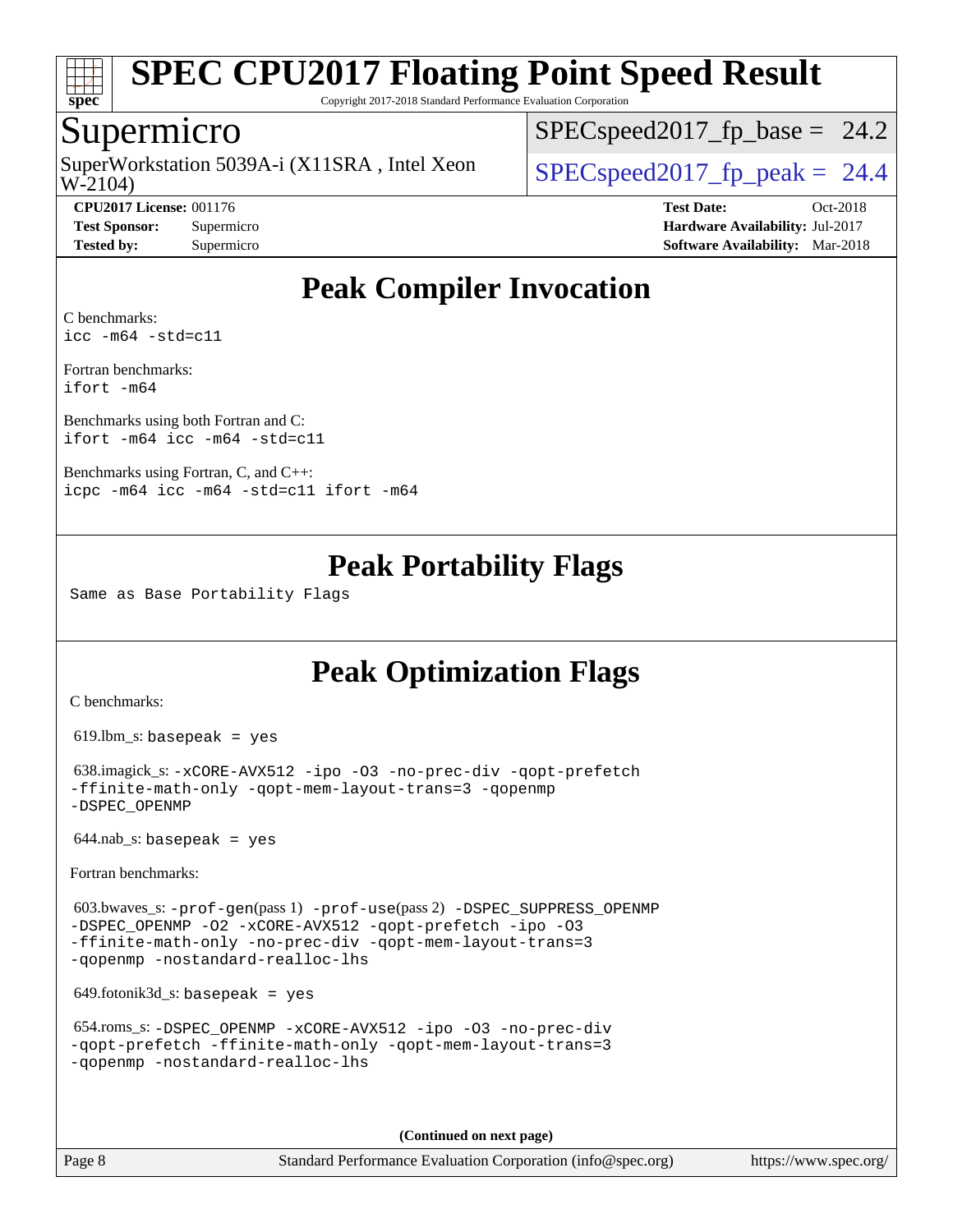# SPEC CPU2017 Floating Point Speed Result

Copyright 2017-2018 Standard Performance Evaluation Corporation

## Supermicro

SuperWorkstation 5039A-i (X11SRA , Intel Xeon W-2104)

SPECspeed2017_fp_base = 24.2

SPECspeed2017_fp_peak = 24.4

**CPU2017 License:** 001176
**Test Sponsor:** Supermicro
**Tested by:** Supermicro

**Test Date:** Oct-2018
**Hardware Availability:** Jul-2017
**Software Availability:** Mar-2018

## Peak Compiler Invocation

C benchmarks:
```
icc -m64 -std=c11
```

Fortran benchmarks:
```
ifort -m64
```

Benchmarks using both Fortran and C:
```
ifort -m64 icc -m64 -std=c11
```

Benchmarks using Fortran, C, and C++:
```
icpc -m64 icc -m64 -std=c11 ifort -m64
```

## Peak Portability Flags

Same as Base Portability Flags

## Peak Optimization Flags

C benchmarks:

619.lbm_s: `basepeak = yes`

638.imagick_s: `-xCORE-AVX512 -ipo -O3 -no-prec-div -qopt-prefetch -ffinite-math-only -qopt-mem-layout-trans=3 -qopenmp -DSPEC_OPENMP`

644.nab_s: `basepeak = yes`

Fortran benchmarks:

603.bwaves_s: `-prof-gen`(pass 1) `-prof-use`(pass 2) `-DSPEC_SUPPRESS_OPENMP -DSPEC_OPENMP -O2 -xCORE-AVX512 -qopt-prefetch -ipo -O3 -ffinite-math-only -no-prec-div -qopt-mem-layout-trans=3 -qopenmp -nostandard-realloc-lhs`

649.fotonik3d_s: `basepeak = yes`

654.roms_s: `-DSPEC_OPENMP -xCORE-AVX512 -ipo -O3 -no-prec-div -qopt-prefetch -ffinite-math-only -qopt-mem-layout-trans=3 -qopenmp -nostandard-realloc-lhs`

**(Continued on next page)**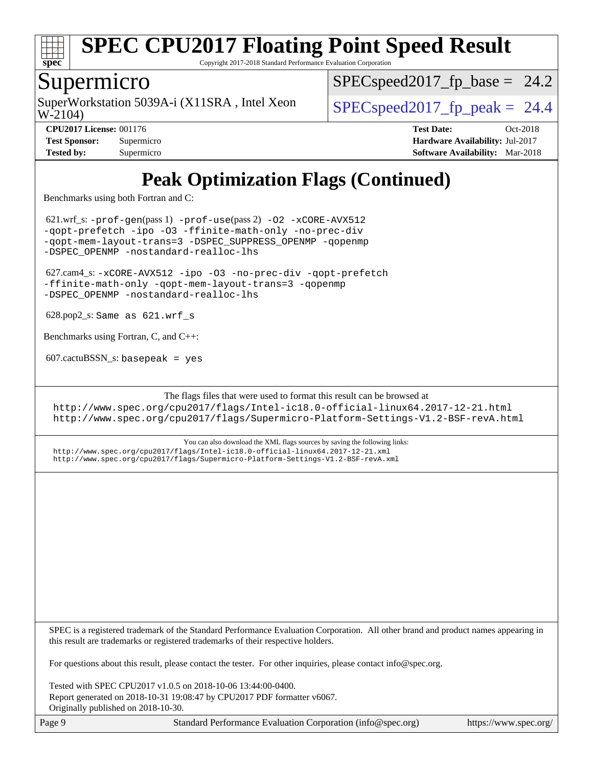# Peak Optimization Flags (Continued)

Benchmarks using both Fortran and C:

621.wrf_s: -prof-gen(pass 1) -prof-use(pass 2) -O2 -xCORE-AVX512 -qopt-prefetch -ipo -O3 -ffinite-math-only -no-prec-div -qopt-mem-layout-trans=3 -DSPEC_SUPPRESS_OPENMP -qopenmp -DSPEC_OPENMP -nostandard-realloc-lhs

627.cam4_s: -xCORE-AVX512 -ipo -O3 -no-prec-div -qopt-prefetch -ffinite-math-only -qopt-mem-layout-trans=3 -qopenmp -DSPEC_OPENMP -nostandard-realloc-lhs

628.pop2_s: Same as 621.wrf_s

Benchmarks using Fortran, C, and C++:

607.cactuBSSN_s: basepeak = yes

The flags files that were used to format this result can be browsed at
http://www.spec.org/cpu2017/flags/Intel-ic18.0-official-linux64.2017-12-21.html
http://www.spec.org/cpu2017/flags/Supermicro-Platform-Settings-V1.2-BSF-revA.html

You can also download the XML flags sources by saving the following links:
http://www.spec.org/cpu2017/flags/Intel-ic18.0-official-linux64.2017-12-21.xml
http://www.spec.org/cpu2017/flags/Supermicro-Platform-Settings-V1.2-BSF-revA.xml

SPEC is a registered trademark of the Standard Performance Evaluation Corporation. All other brand and product names appearing in this result are trademarks or registered trademarks of their respective holders.

For questions about this result, please contact the tester. For other inquiries, please contact info@spec.org.

Tested with SPEC CPU2017 v1.0.5 on 2018-10-06 13:44:00-0400.
Report generated on 2018-10-31 19:08:47 by CPU2017 PDF formatter v6067.
Originally published on 2018-10-30.